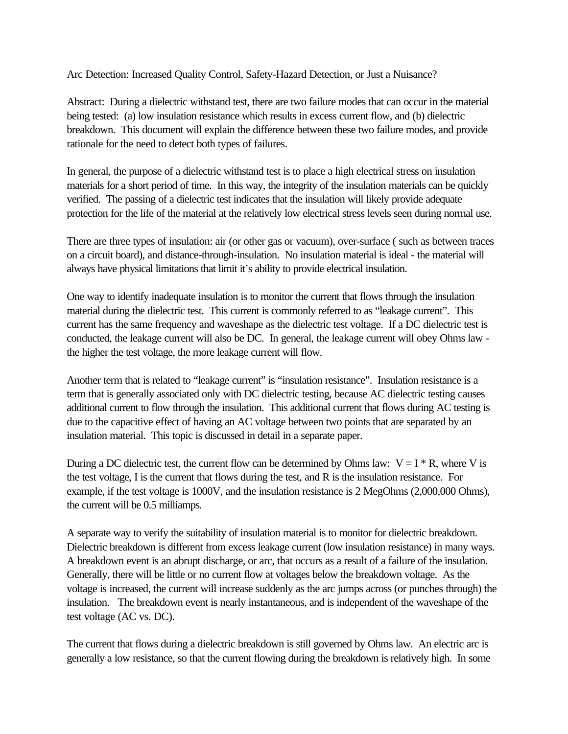# Arc Detection: Increased Quality Control, Safety-Hazard Detection, or Just a Nuisance?

Abstract: During a dielectric withstand test, there are two failure modes that can occur in the material being tested: (a) low insulation resistance which results in excess current flow, and (b) dielectric breakdown. This document will explain the difference between these two failure modes, and provide rationale for the need to detect both types of failures.

In general, the purpose of a dielectric withstand test is to place a high electrical stress on insulation materials for a short period of time. In this way, the integrity of the insulation materials can be quickly verified. The passing of a dielectric test indicates that the insulation will likely provide adequate protection for the life of the material at the relatively low electrical stress levels seen during normal use.

There are three types of insulation: air (or other gas or vacuum), over-surface ( such as between traces on a circuit board), and distance-through-insulation. No insulation material is ideal - the material will always have physical limitations that limit it's ability to provide electrical insulation.

One way to identify inadequate insulation is to monitor the current that flows through the insulation material during the dielectric test. This current is commonly referred to as "leakage current". This current has the same frequency and waveshape as the dielectric test voltage. If a DC dielectric test is conducted, the leakage current will also be DC. In general, the leakage current will obey Ohms law - the higher the test voltage, the more leakage current will flow.

Another term that is related to "leakage current" is "insulation resistance". Insulation resistance is a term that is generally associated only with DC dielectric testing, because AC dielectric testing causes additional current to flow through the insulation. This additional current that flows during AC testing is due to the capacitive effect of having an AC voltage between two points that are separated by an insulation material. This topic is discussed in detail in a separate paper.

During a DC dielectric test, the current flow can be determined by Ohms law: $V = I * R$, where V is the test voltage, I is the current that flows during the test, and R is the insulation resistance. For example, if the test voltage is 1000V, and the insulation resistance is 2 MegOhms (2,000,000 Ohms), the current will be 0.5 milliamps.

A separate way to verify the suitability of insulation material is to monitor for dielectric breakdown. Dielectric breakdown is different from excess leakage current (low insulation resistance) in many ways. A breakdown event is an abrupt discharge, or arc, that occurs as a result of a failure of the insulation. Generally, there will be little or no current flow at voltages below the breakdown voltage. As the voltage is increased, the current will increase suddenly as the arc jumps across (or punches through) the insulation. The breakdown event is nearly instantaneous, and is independent of the waveshape of the test voltage (AC vs. DC).

The current that flows during a dielectric breakdown is still governed by Ohms law. An electric arc is generally a low resistance, so that the current flowing during the breakdown is relatively high. In some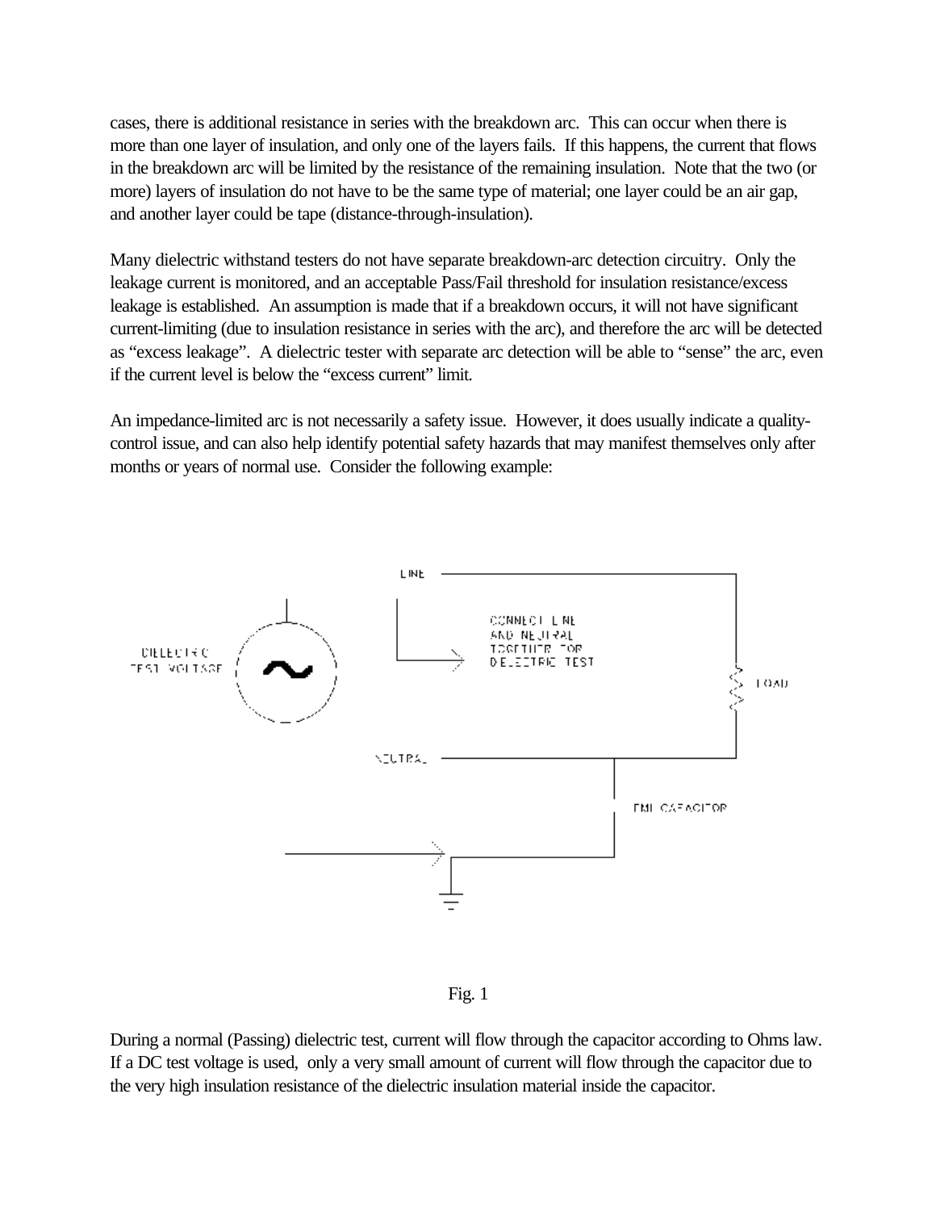cases, there is additional resistance in series with the breakdown arc. This can occur when there is more than one layer of insulation, and only one of the layers fails. If this happens, the current that flows in the breakdown arc will be limited by the resistance of the remaining insulation. Note that the two (or more) layers of insulation do not have to be the same type of material; one layer could be an air gap, and another layer could be tape (distance-through-insulation).

Many dielectric withstand testers do not have separate breakdown-arc detection circuitry. Only the leakage current is monitored, and an acceptable Pass/Fail threshold for insulation resistance/excess leakage is established. An assumption is made that if a breakdown occurs, it will not have significant current-limiting (due to insulation resistance in series with the arc), and therefore the arc will be detected as "excess leakage". A dielectric tester with separate arc detection will be able to "sense" the arc, even if the current level is below the "excess current" limit.

An impedance-limited arc is not necessarily a safety issue. However, it does usually indicate a quality-control issue, and can also help identify potential safety hazards that may manifest themselves only after months or years of normal use. Consider the following example:

Fig. 1

During a normal (Passing) dielectric test, current will flow through the capacitor according to Ohms law. If a DC test voltage is used, only a very small amount of current will flow through the capacitor due to the very high insulation resistance of the dielectric insulation material inside the capacitor.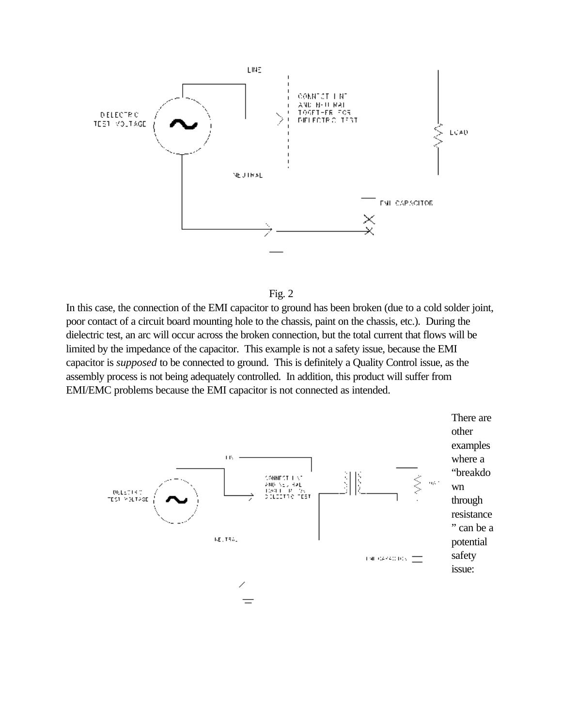Fig. 2

In this case, the connection of the EMI capacitor to ground has been broken (due to a cold solder joint, poor contact of a circuit board mounting hole to the chassis, paint on the chassis, etc.). During the dielectric test, an arc will occur across the broken connection, but the total current that flows will be limited by the impedance of the capacitor. This example is not a safety issue, because the EMI capacitor is *supposed* to be connected to ground. This is definitely a Quality Control issue, as the assembly process is not being adequately controlled. In addition, this product will suffer from EMI/EMC problems because the EMI capacitor is not connected as intended.

There are other examples where a "breakdown through resistance" can be a potential safety issue: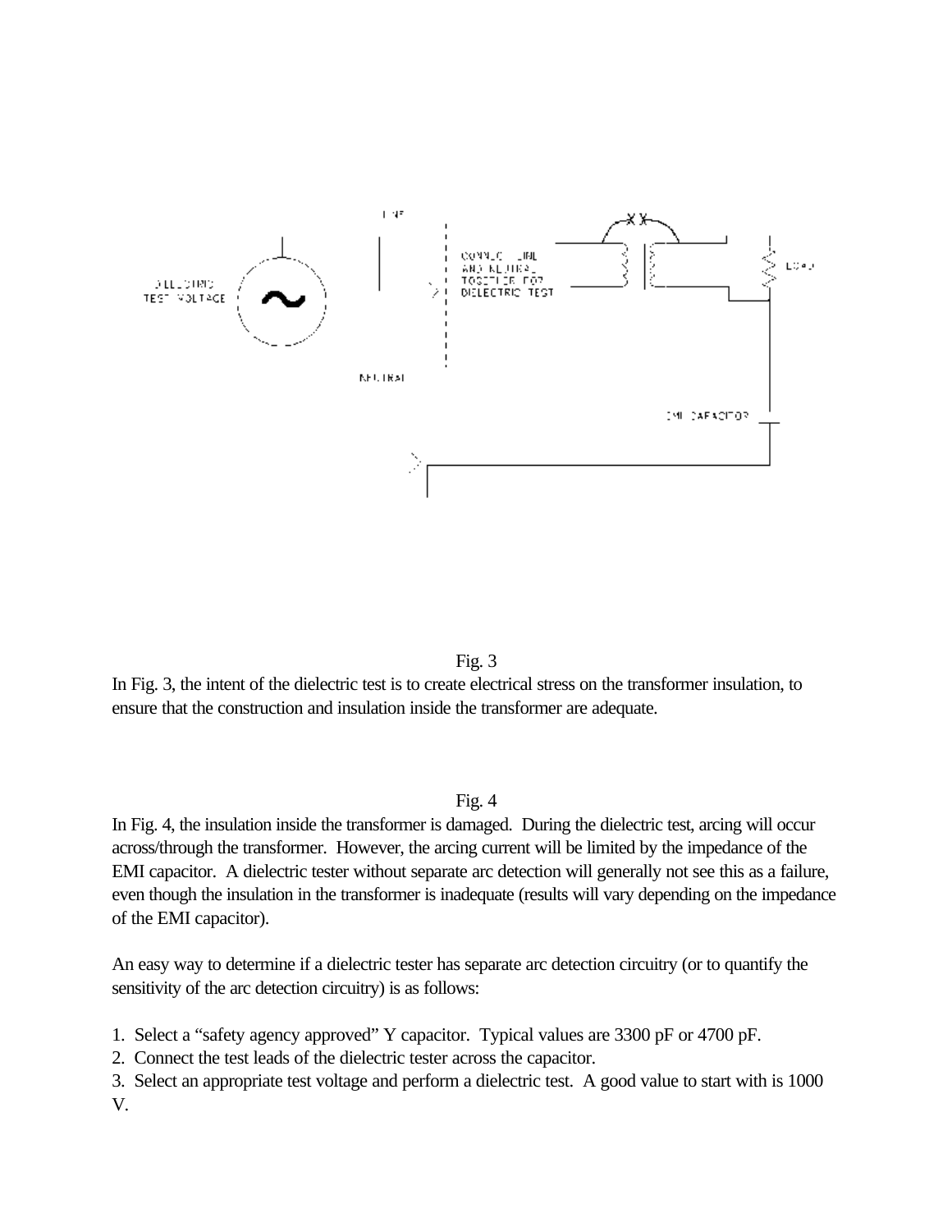Fig. 3

In Fig. 3, the intent of the dielectric test is to create electrical stress on the transformer insulation, to ensure that the construction and insulation inside the transformer are adequate.

Fig. 4

In Fig. 4, the insulation inside the transformer is damaged. During the dielectric test, arcing will occur across/through the transformer. However, the arcing current will be limited by the impedance of the EMI capacitor. A dielectric tester without separate arc detection will generally not see this as a failure, even though the insulation in the transformer is inadequate (results will vary depending on the impedance of the EMI capacitor).

An easy way to determine if a dielectric tester has separate arc detection circuitry (or to quantify the sensitivity of the arc detection circuitry) is as follows:

1. Select a "safety agency approved" Y capacitor. Typical values are 3300 pF or 4700 pF.
2. Connect the test leads of the dielectric tester across the capacitor.
3. Select an appropriate test voltage and perform a dielectric test. A good value to start with is 1000 V.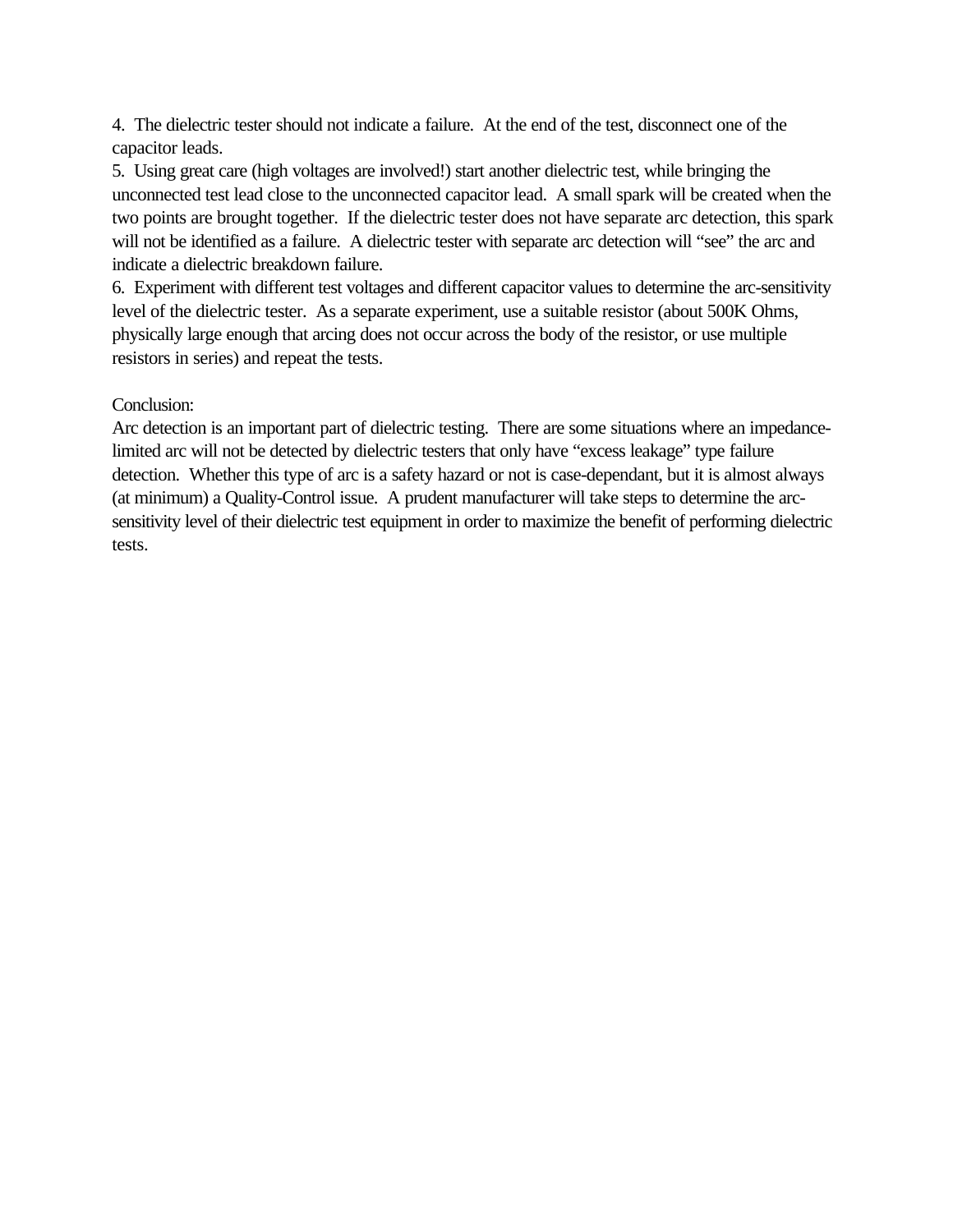4. The dielectric tester should not indicate a failure. At the end of the test, disconnect one of the capacitor leads.
5. Using great care (high voltages are involved!) start another dielectric test, while bringing the unconnected test lead close to the unconnected capacitor lead. A small spark will be created when the two points are brought together. If the dielectric tester does not have separate arc detection, this spark will not be identified as a failure. A dielectric tester with separate arc detection will "see" the arc and indicate a dielectric breakdown failure.
6. Experiment with different test voltages and different capacitor values to determine the arc-sensitivity level of the dielectric tester. As a separate experiment, use a suitable resistor (about 500K Ohms, physically large enough that arcing does not occur across the body of the resistor, or use multiple resistors in series) and repeat the tests.

Conclusion:
Arc detection is an important part of dielectric testing. There are some situations where an impedance-limited arc will not be detected by dielectric testers that only have "excess leakage" type failure detection. Whether this type of arc is a safety hazard or not is case-dependant, but it is almost always (at minimum) a Quality-Control issue. A prudent manufacturer will take steps to determine the arc-sensitivity level of their dielectric test equipment in order to maximize the benefit of performing dielectric tests.